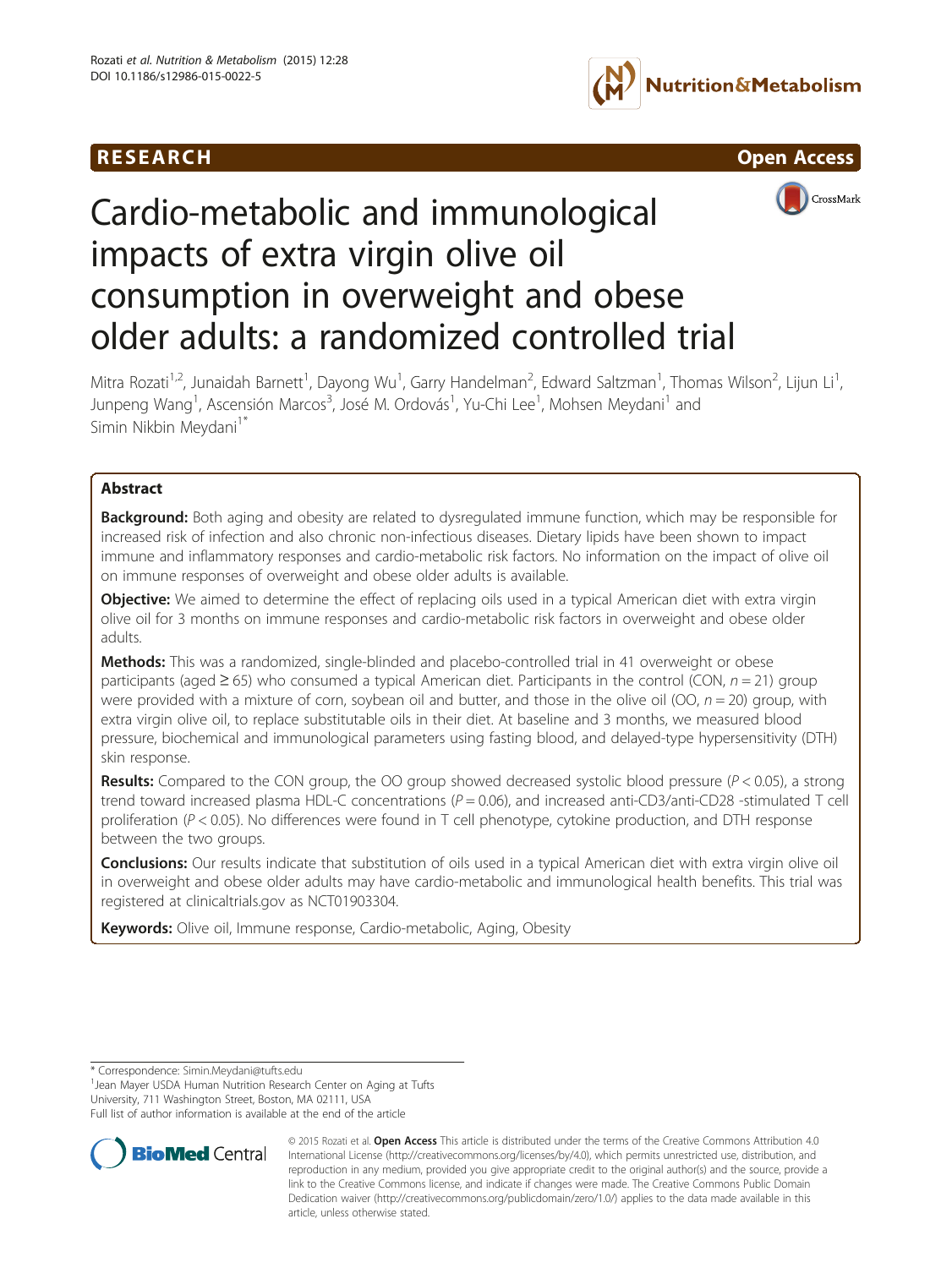RESEARCH | Open Access

# Cardio-metabolic and immunological impacts of extra virgin olive oil consumption in overweight and obese older adults: a randomized controlled trial

Mitra Rozati[1,2], Junaidah Barnett[1], Dayong Wu[1], Garry Handelman[2], Edward Saltzman[1], Thomas Wilson[2], Lijun Li[1], Junpeng Wang[1], Ascensión Marcos[3], José M. Ordovás[1], Yu-Chi Lee[1], Mohsen Meydani[1] and Simin Nikbin Meydani[1*]

## Abstract

**Background:** Both aging and obesity are related to dysregulated immune function, which may be responsible for increased risk of infection and also chronic non-infectious diseases. Dietary lipids have been shown to impact immune and inflammatory responses and cardio-metabolic risk factors. No information on the impact of olive oil on immune responses of overweight and obese older adults is available.

**Objective:** We aimed to determine the effect of replacing oils used in a typical American diet with extra virgin olive oil for 3 months on immune responses and cardio-metabolic risk factors in overweight and obese older adults.

**Methods:** This was a randomized, single-blinded and placebo-controlled trial in 41 overweight or obese participants (aged ≥ 65) who consumed a typical American diet. Participants in the control (CON, $n = 21$) group were provided with a mixture of corn, soybean oil and butter, and those in the olive oil (OO, $n = 20$) group, with extra virgin olive oil, to replace substitutable oils in their diet. At baseline and 3 months, we measured blood pressure, biochemical and immunological parameters using fasting blood, and delayed-type hypersensitivity (DTH) skin response.

**Results:** Compared to the CON group, the OO group showed decreased systolic blood pressure ($P < 0.05$), a strong trend toward increased plasma HDL-C concentrations ($P = 0.06$), and increased anti-CD3/anti-CD28 -stimulated T cell proliferation ($P < 0.05$). No differences were found in T cell phenotype, cytokine production, and DTH response between the two groups.

**Conclusions:** Our results indicate that substitution of oils used in a typical American diet with extra virgin olive oil in overweight and obese older adults may have cardio-metabolic and immunological health benefits. This trial was registered at clinicaltrials.gov as NCT01903304.

**Keywords:** Olive oil, Immune response, Cardio-metabolic, Aging, Obesity

---

* Correspondence: Simin.Meydani@tufts.edu
[1]Jean Mayer USDA Human Nutrition Research Center on Aging at Tufts University, 711 Washington Street, Boston, MA 02111, USA
Full list of author information is available at the end of the article

© 2015 Rozati et al. **Open Access** This article is distributed under the terms of the Creative Commons Attribution 4.0 International License (http://creativecommons.org/licenses/by/4.0/), which permits unrestricted use, distribution, and reproduction in any medium, provided you give appropriate credit to the original author(s) and the source, provide a link to the Creative Commons license, and indicate if changes were made. The Creative Commons Public Domain Dedication waiver (http://creativecommons.org/publicdomain/zero/1.0/) applies to the data made available in this article, unless otherwise stated.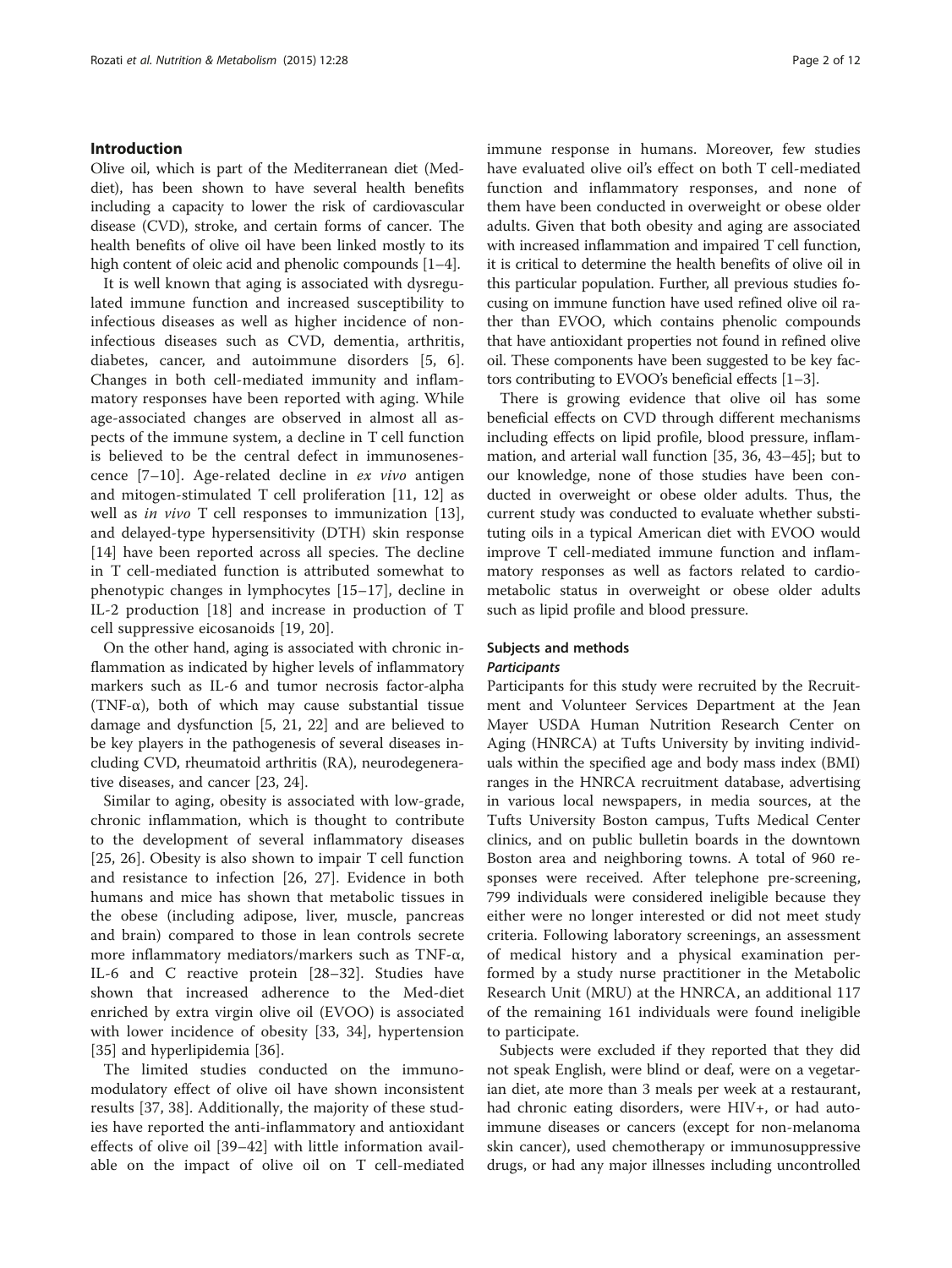## Introduction

Olive oil, which is part of the Mediterranean diet (Med-diet), has been shown to have several health benefits including a capacity to lower the risk of cardiovascular disease (CVD), stroke, and certain forms of cancer. The health benefits of olive oil have been linked mostly to its high content of oleic acid and phenolic compounds [1–4].

It is well known that aging is associated with dysregulated immune function and increased susceptibility to infectious diseases as well as higher incidence of non-infectious diseases such as CVD, dementia, arthritis, diabetes, cancer, and autoimmune disorders [5, 6]. Changes in both cell-mediated immunity and inflammatory responses have been reported with aging. While age-associated changes are observed in almost all aspects of the immune system, a decline in T cell function is believed to be the central defect in immunosenescence [7–10]. Age-related decline in *ex vivo* antigen and mitogen-stimulated T cell proliferation [11, 12] as well as *in vivo* T cell responses to immunization [13], and delayed-type hypersensitivity (DTH) skin response [14] have been reported across all species. The decline in T cell-mediated function is attributed somewhat to phenotypic changes in lymphocytes [15–17], decline in IL-2 production [18] and increase in production of T cell suppressive eicosanoids [19, 20].

On the other hand, aging is associated with chronic inflammation as indicated by higher levels of inflammatory markers such as IL-6 and tumor necrosis factor-alpha (TNF-α), both of which may cause substantial tissue damage and dysfunction [5, 21, 22] and are believed to be key players in the pathogenesis of several diseases including CVD, rheumatoid arthritis (RA), neurodegenerative diseases, and cancer [23, 24].

Similar to aging, obesity is associated with low-grade, chronic inflammation, which is thought to contribute to the development of several inflammatory diseases [25, 26]. Obesity is also shown to impair T cell function and resistance to infection [26, 27]. Evidence in both humans and mice has shown that metabolic tissues in the obese (including adipose, liver, muscle, pancreas and brain) compared to those in lean controls secrete more inflammatory mediators/markers such as TNF-α, IL-6 and C reactive protein [28–32]. Studies have shown that increased adherence to the Med-diet enriched by extra virgin olive oil (EVOO) is associated with lower incidence of obesity [33, 34], hypertension [35] and hyperlipidemia [36].

The limited studies conducted on the immunomodulatory effect of olive oil have shown inconsistent results [37, 38]. Additionally, the majority of these studies have reported the anti-inflammatory and antioxidant effects of olive oil [39–42] with little information available on the impact of olive oil on T cell-mediated immune response in humans. Moreover, few studies have evaluated olive oil's effect on both T cell-mediated function and inflammatory responses, and none of them have been conducted in overweight or obese older adults. Given that both obesity and aging are associated with increased inflammation and impaired T cell function, it is critical to determine the health benefits of olive oil in this particular population. Further, all previous studies focusing on immune function have used refined olive oil rather than EVOO, which contains phenolic compounds that have antioxidant properties not found in refined olive oil. These components have been suggested to be key factors contributing to EVOO's beneficial effects [1–3].

There is growing evidence that olive oil has some beneficial effects on CVD through different mechanisms including effects on lipid profile, blood pressure, inflammation, and arterial wall function [35, 36, 43–45]; but to our knowledge, none of those studies have been conducted in overweight or obese older adults. Thus, the current study was conducted to evaluate whether substituting oils in a typical American diet with EVOO would improve T cell-mediated immune function and inflammatory responses as well as factors related to cardiometabolic status in overweight or obese older adults such as lipid profile and blood pressure.

## Subjects and methods

### Participants

Participants for this study were recruited by the Recruitment and Volunteer Services Department at the Jean Mayer USDA Human Nutrition Research Center on Aging (HNRCA) at Tufts University by inviting individuals within the specified age and body mass index (BMI) ranges in the HNRCA recruitment database, advertising in various local newspapers, in media sources, at the Tufts University Boston campus, Tufts Medical Center clinics, and on public bulletin boards in the downtown Boston area and neighboring towns. A total of 960 responses were received. After telephone pre-screening, 799 individuals were considered ineligible because they either were no longer interested or did not meet study criteria. Following laboratory screenings, an assessment of medical history and a physical examination performed by a study nurse practitioner in the Metabolic Research Unit (MRU) at the HNRCA, an additional 117 of the remaining 161 individuals were found ineligible to participate.

Subjects were excluded if they reported that they did not speak English, were blind or deaf, were on a vegetarian diet, ate more than 3 meals per week at a restaurant, had chronic eating disorders, were HIV+, or had autoimmune diseases or cancers (except for non-melanoma skin cancer), used chemotherapy or immunosuppressive drugs, or had any major illnesses including uncontrolled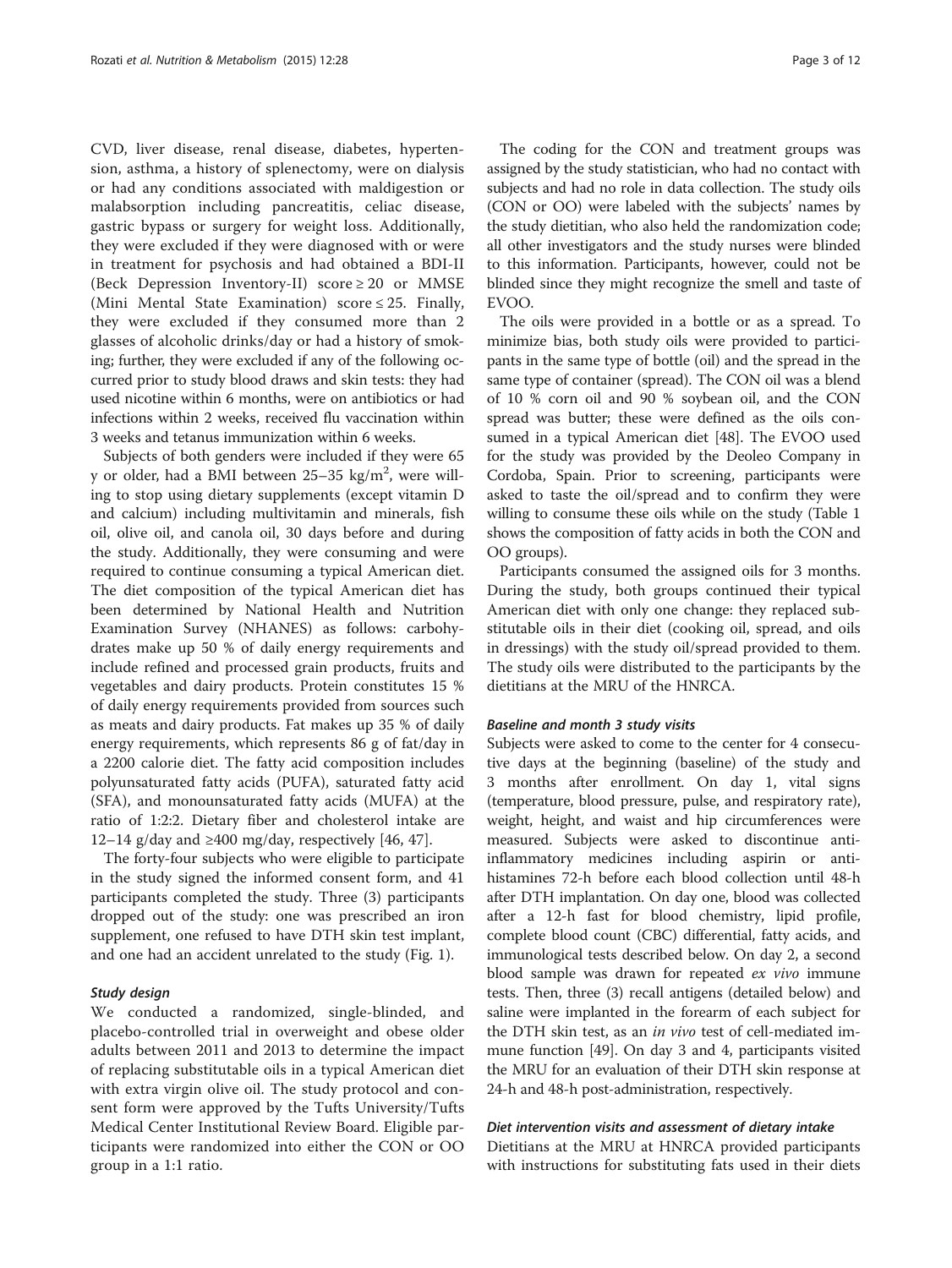CVD, liver disease, renal disease, diabetes, hypertension, asthma, a history of splenectomy, were on dialysis or had any conditions associated with maldigestion or malabsorption including pancreatitis, celiac disease, gastric bypass or surgery for weight loss. Additionally, they were excluded if they were diagnosed with or were in treatment for psychosis and had obtained a BDI-II (Beck Depression Inventory-II) score ≥ 20 or MMSE (Mini Mental State Examination) score ≤ 25. Finally, they were excluded if they consumed more than 2 glasses of alcoholic drinks/day or had a history of smoking; further, they were excluded if any of the following occurred prior to study blood draws and skin tests: they had used nicotine within 6 months, were on antibiotics or had infections within 2 weeks, received flu vaccination within 3 weeks and tetanus immunization within 6 weeks.

Subjects of both genders were included if they were 65 y or older, had a BMI between 25–35 kg/m$^2$, were willing to stop using dietary supplements (except vitamin D and calcium) including multivitamin and minerals, fish oil, olive oil, and canola oil, 30 days before and during the study. Additionally, they were consuming and were required to continue consuming a typical American diet. The diet composition of the typical American diet has been determined by National Health and Nutrition Examination Survey (NHANES) as follows: carbohydrates make up 50 % of daily energy requirements and include refined and processed grain products, fruits and vegetables and dairy products. Protein constitutes 15 % of daily energy requirements provided from sources such as meats and dairy products. Fat makes up 35 % of daily energy requirements, which represents 86 g of fat/day in a 2200 calorie diet. The fatty acid composition includes polyunsaturated fatty acids (PUFA), saturated fatty acid (SFA), and monounsaturated fatty acids (MUFA) at the ratio of 1:2:2. Dietary fiber and cholesterol intake are 12–14 g/day and ≥400 mg/day, respectively [46, 47].

The forty-four subjects who were eligible to participate in the study signed the informed consent form, and 41 participants completed the study. Three (3) participants dropped out of the study: one was prescribed an iron supplement, one refused to have DTH skin test implant, and one had an accident unrelated to the study (Fig. 1).

#### Study design

We conducted a randomized, single-blinded, and placebo-controlled trial in overweight and obese older adults between 2011 and 2013 to determine the impact of replacing substitutable oils in a typical American diet with extra virgin olive oil. The study protocol and consent form were approved by the Tufts University/Tufts Medical Center Institutional Review Board. Eligible participants were randomized into either the CON or OO group in a 1:1 ratio.

The coding for the CON and treatment groups was assigned by the study statistician, who had no contact with subjects and had no role in data collection. The study oils (CON or OO) were labeled with the subjects' names by the study dietitian, who also held the randomization code; all other investigators and the study nurses were blinded to this information. Participants, however, could not be blinded since they might recognize the smell and taste of EVOO.

The oils were provided in a bottle or as a spread. To minimize bias, both study oils were provided to participants in the same type of bottle (oil) and the spread in the same type of container (spread). The CON oil was a blend of 10 % corn oil and 90 % soybean oil, and the CON spread was butter; these were defined as the oils consumed in a typical American diet [48]. The EVOO used for the study was provided by the Deoleo Company in Cordoba, Spain. Prior to screening, participants were asked to taste the oil/spread and to confirm they were willing to consume these oils while on the study (Table 1 shows the composition of fatty acids in both the CON and OO groups).

Participants consumed the assigned oils for 3 months. During the study, both groups continued their typical American diet with only one change: they replaced substitutable oils in their diet (cooking oil, spread, and oils in dressings) with the study oil/spread provided to them. The study oils were distributed to the participants by the dietitians at the MRU of the HNRCA.

#### Baseline and month 3 study visits

Subjects were asked to come to the center for 4 consecutive days at the beginning (baseline) of the study and 3 months after enrollment. On day 1, vital signs (temperature, blood pressure, pulse, and respiratory rate), weight, height, and waist and hip circumferences were measured. Subjects were asked to discontinue anti-inflammatory medicines including aspirin or anti-histamines 72-h before each blood collection until 48-h after DTH implantation. On day one, blood was collected after a 12-h fast for blood chemistry, lipid profile, complete blood count (CBC) differential, fatty acids, and immunological tests described below. On day 2, a second blood sample was drawn for repeated *ex vivo* immune tests. Then, three (3) recall antigens (detailed below) and saline were implanted in the forearm of each subject for the DTH skin test, as an *in vivo* test of cell-mediated immune function [49]. On day 3 and 4, participants visited the MRU for an evaluation of their DTH skin response at 24-h and 48-h post-administration, respectively.

#### Diet intervention visits and assessment of dietary intake

Dietitians at the MRU at HNRCA provided participants with instructions for substituting fats used in their diets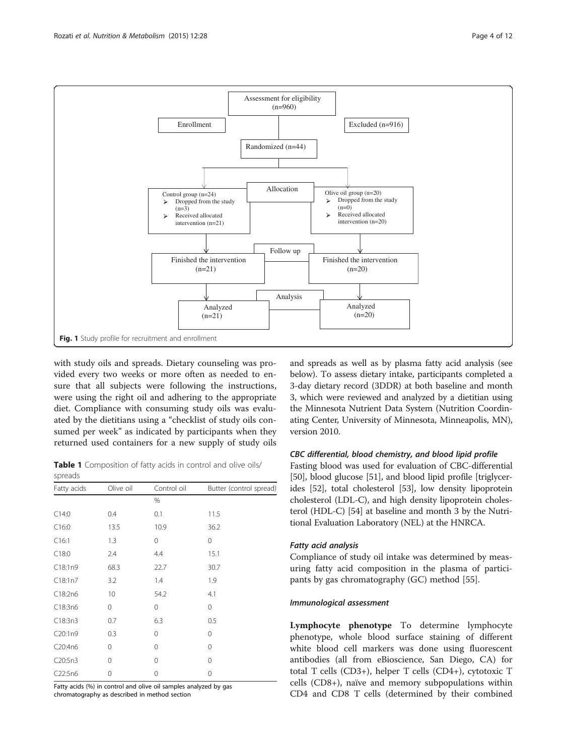Assessment for eligibility (n=960)

Enrollment | Excluded (n=916)

Randomized (n=44)

Allocation

Control group (n=24)
- Dropped from the study (n=3)
- Received allocated intervention (n=21)

Olive oil group (n=20)
- Dropped from the study (n=0)
- Received allocated intervention (n=20)

Follow up

Finished the intervention (n=21) | Finished the intervention (n=20)

Analysis

Analyzed (n=21) | Analyzed (n=20)

**Fig. 1** Study profile for recruitment and enrollment

with study oils and spreads. Dietary counseling was provided every two weeks or more often as needed to ensure that all subjects were following the instructions, were using the right oil and adhering to the appropriate diet. Compliance with consuming study oils was evaluated by the dietitians using a "checklist of study oils consumed per week" as indicated by participants when they returned used containers for a new supply of study oils and spreads as well as by plasma fatty acid analysis (see below). To assess dietary intake, participants completed a 3-day dietary record (3DDR) at both baseline and month 3, which were reviewed and analyzed by a dietitian using the Minnesota Nutrient Data System (Nutrition Coordinating Center, University of Minnesota, Minneapolis, MN), version 2010.

**Table 1** Composition of fatty acids in control and olive oils/spreads

| Fatty acids | Olive oil | Control oil | Butter (control spread) |
|---|---|---|---|
| | | % | |
| C14:0 | 0.4 | 0.1 | 11.5 |
| C16:0 | 13.5 | 10.9 | 36.2 |
| C16:1 | 1.3 | 0 | 0 |
| C18:0 | 2.4 | 4.4 | 15.1 |
| C18:1n9 | 68.3 | 22.7 | 30.7 |
| C18:1n7 | 3.2 | 1.4 | 1.9 |
| C18:2n6 | 10 | 54.2 | 4.1 |
| C18:3n6 | 0 | 0 | 0 |
| C18:3n3 | 0.7 | 6.3 | 0.5 |
| C20:1n9 | 0.3 | 0 | 0 |
| C20:4n6 | 0 | 0 | 0 |
| C20:5n3 | 0 | 0 | 0 |
| C22:5n6 | 0 | 0 | 0 |

Fatty acids (%) in control and olive oil samples analyzed by gas chromatography as described in method section

#### *CBC differential, blood chemistry, and blood lipid profile*

Fasting blood was used for evaluation of CBC-differential [50], blood glucose [51], and blood lipid profile [triglycerides [52], total cholesterol [53], low density lipoprotein cholesterol (LDL-C), and high density lipoprotein cholesterol (HDL-C) [54] at baseline and month 3 by the Nutritional Evaluation Laboratory (NEL) at the HNRCA.

#### *Fatty acid analysis*

Compliance of study oil intake was determined by measuring fatty acid composition in the plasma of participants by gas chromatography (GC) method [55].

#### *Immunological assessment*

**Lymphocyte phenotype** To determine lymphocyte phenotype, whole blood surface staining of different white blood cell markers was done using fluorescent antibodies (all from eBioscience, San Diego, CA) for total T cells (CD3+), helper T cells (CD4+), cytotoxic T cells (CD8+), naïve and memory subpopulations within CD4 and CD8 T cells (determined by their combined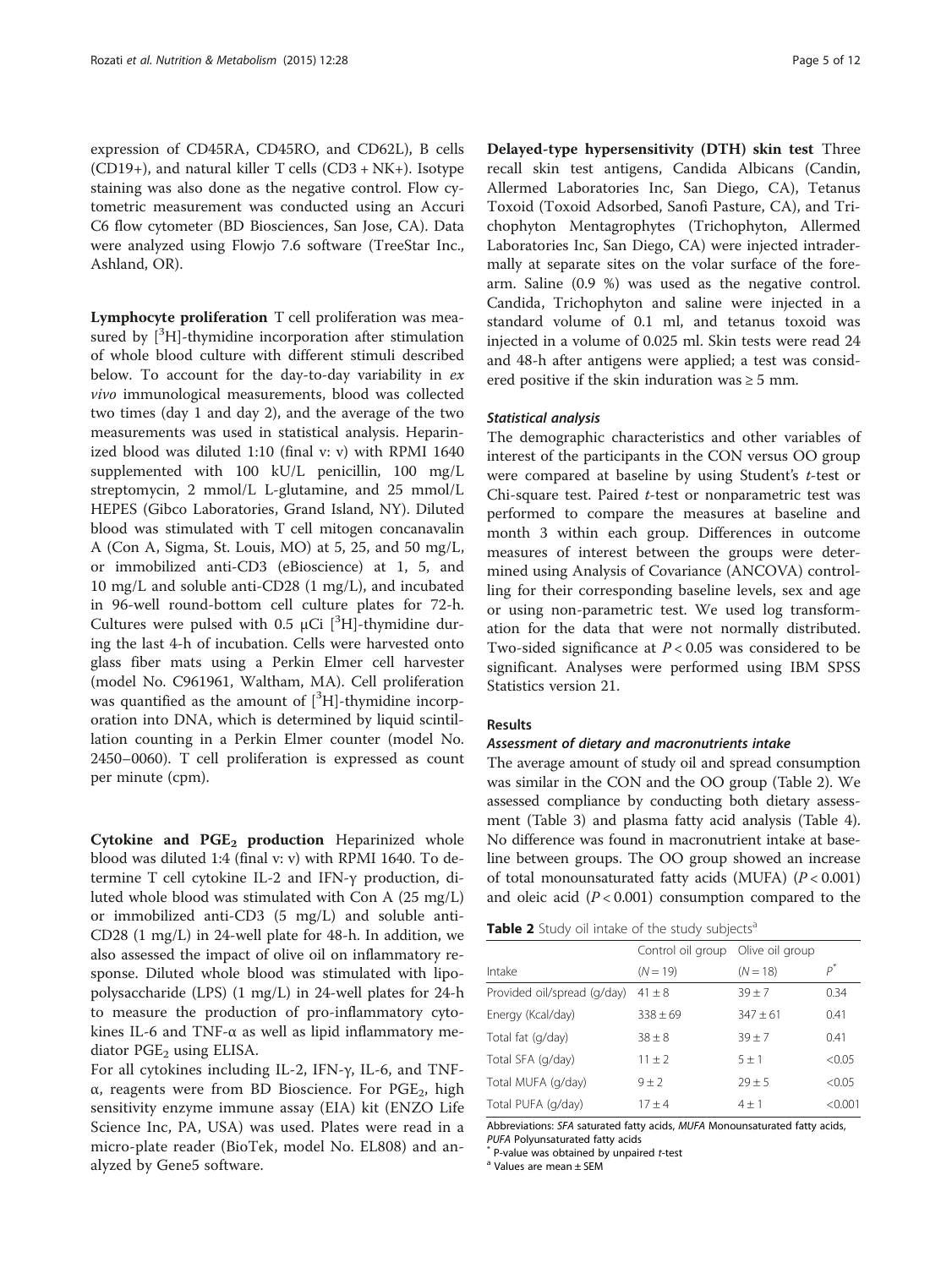expression of CD45RA, CD45RO, and CD62L), B cells (CD19+), and natural killer T cells (CD3 + NK+). Isotype staining was also done as the negative control. Flow cytometric measurement was conducted using an Accuri C6 flow cytometer (BD Biosciences, San Jose, CA). Data were analyzed using Flowjo 7.6 software (TreeStar Inc., Ashland, OR).

**Lymphocyte proliferation** T cell proliferation was measured by [$^3$H]-thymidine incorporation after stimulation of whole blood culture with different stimuli described below. To account for the day-to-day variability in *ex vivo* immunological measurements, blood was collected two times (day 1 and day 2), and the average of the two measurements was used in statistical analysis. Heparinized blood was diluted 1:10 (final v: v) with RPMI 1640 supplemented with 100 kU/L penicillin, 100 mg/L streptomycin, 2 mmol/L L-glutamine, and 25 mmol/L HEPES (Gibco Laboratories, Grand Island, NY). Diluted blood was stimulated with T cell mitogen concanavalin A (Con A, Sigma, St. Louis, MO) at 5, 25, and 50 mg/L, or immobilized anti-CD3 (eBioscience) at 1, 5, and 10 mg/L and soluble anti-CD28 (1 mg/L), and incubated in 96-well round-bottom cell culture plates for 72-h. Cultures were pulsed with 0.5 μCi [$^3$H]-thymidine during the last 4-h of incubation. Cells were harvested onto glass fiber mats using a Perkin Elmer cell harvester (model No. C961961, Waltham, MA). Cell proliferation was quantified as the amount of [$^3$H]-thymidine incorporation into DNA, which is determined by liquid scintillation counting in a Perkin Elmer counter (model No. 2450–0060). T cell proliferation is expressed as count per minute (cpm).

**Cytokine and $PGE_2$ production** Heparinized whole blood was diluted 1:4 (final v: v) with RPMI 1640. To determine T cell cytokine IL-2 and IFN-γ production, diluted whole blood was stimulated with Con A (25 mg/L) or immobilized anti-CD3 (5 mg/L) and soluble anti-CD28 (1 mg/L) in 24-well plate for 48-h. In addition, we also assessed the impact of olive oil on inflammatory response. Diluted whole blood was stimulated with lipopolysaccharide (LPS) (1 mg/L) in 24-well plates for 24-h to measure the production of pro-inflammatory cytokines IL-6 and TNF-α as well as lipid inflammatory mediator $PGE_2$ using ELISA.

For all cytokines including IL-2, IFN-γ, IL-6, and TNF-α, reagents were from BD Bioscience. For $PGE_2$, high sensitivity enzyme immune assay (EIA) kit (ENZO Life Science Inc, PA, USA) was used. Plates were read in a micro-plate reader (BioTek, model No. EL808) and analyzed by Gene5 software.

**Delayed-type hypersensitivity (DTH) skin test** Three recall skin test antigens, Candida Albicans (Candin, Allermed Laboratories Inc, San Diego, CA), Tetanus Toxoid (Toxoid Adsorbed, Sanofi Pasture, CA), and Trichophyton Mentagrophytes (Trichophyton, Allermed Laboratories Inc, San Diego, CA) were injected intradermally at separate sites on the volar surface of the forearm. Saline (0.9 %) was used as the negative control. Candida, Trichophyton and saline were injected in a standard volume of 0.1 ml, and tetanus toxoid was injected in a volume of 0.025 ml. Skin tests were read 24 and 48-h after antigens were applied; a test was considered positive if the skin induration was ≥ 5 mm.

### *Statistical analysis*

The demographic characteristics and other variables of interest of the participants in the CON versus OO group were compared at baseline by using Student's *t*-test or Chi-square test. Paired *t*-test or nonparametric test was performed to compare the measures at baseline and month 3 within each group. Differences in outcome measures of interest between the groups were determined using Analysis of Covariance (ANCOVA) controlling for their corresponding baseline levels, sex and age or using non-parametric test. We used log transformation for the data that were not normally distributed. Two-sided significance at $P < 0.05$ was considered to be significant. Analyses were performed using IBM SPSS Statistics version 21.

## Results

### *Assessment of dietary and macronutrients intake*

The average amount of study oil and spread consumption was similar in the CON and the OO group (Table 2). We assessed compliance by conducting both dietary assessment (Table 3) and plasma fatty acid analysis (Table 4). No difference was found in macronutrient intake at baseline between groups. The OO group showed an increase of total monounsaturated fatty acids (MUFA) ($P < 0.001$) and oleic acid ($P < 0.001$) consumption compared to the

**Table 2** Study oil intake of the study subjects[a]

| Intake | Control oil group ($N = 19$) | Olive oil group ($N = 18$) | $P^*$ |
|---|---|---|---|
| Provided oil/spread (g/day) | 41 ± 8 | 39 ± 7 | 0.34 |
| Energy (Kcal/day) | 338 ± 69 | 347 ± 61 | 0.41 |
| Total fat (g/day) | 38 ± 8 | 39 ± 7 | 0.41 |
| Total SFA (g/day) | 11 ± 2 | 5 ± 1 | <0.05 |
| Total MUFA (g/day) | 9 ± 2 | 29 ± 5 | <0.05 |
| Total PUFA (g/day) | 17 ± 4 | 4 ± 1 | <0.001 |

Abbreviations: *SFA* saturated fatty acids, *MUFA* Monounsaturated fatty acids, *PUFA* Polyunsaturated fatty acids

[*] P-value was obtained by unpaired *t*-test

[a] Values are mean ± SEM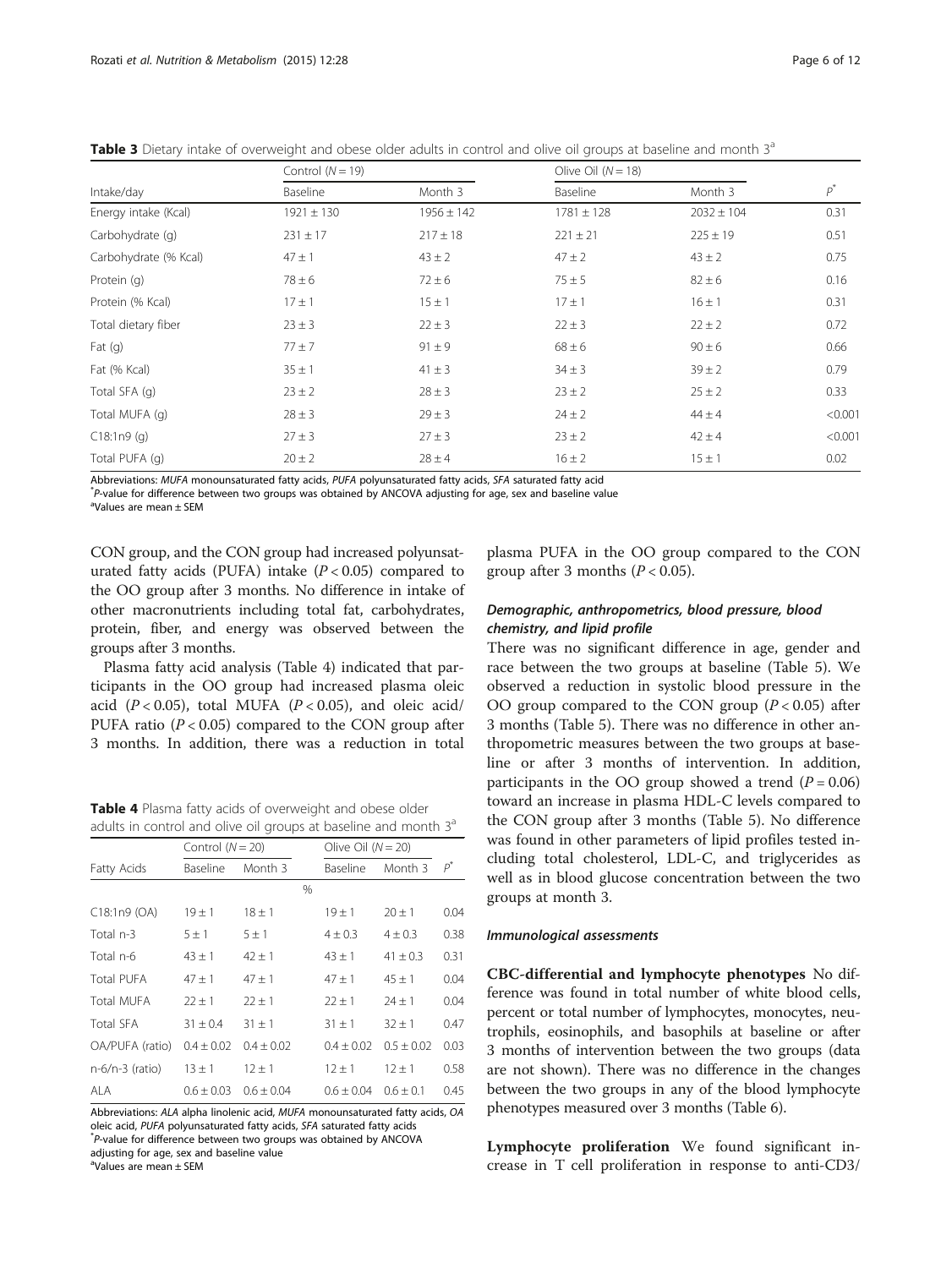**Table 3** Dietary intake of overweight and obese older adults in control and olive oil groups at baseline and month 3[a]

| Intake/day | Control ($N = 19$) | | Olive Oil ($N = 18$) | | |
|---|---|---|---|---|---|
| | Baseline | Month 3 | Baseline | Month 3 | $P^*$ |
| Energy intake (Kcal) | 1921 ± 130 | 1956 ± 142 | 1781 ± 128 | 2032 ± 104 | 0.31 |
| Carbohydrate (g) | 231 ± 17 | 217 ± 18 | 221 ± 21 | 225 ± 19 | 0.51 |
| Carbohydrate (% Kcal) | 47 ± 1 | 43 ± 2 | 47 ± 2 | 43 ± 2 | 0.75 |
| Protein (g) | 78 ± 6 | 72 ± 6 | 75 ± 5 | 82 ± 6 | 0.16 |
| Protein (% Kcal) | 17 ± 1 | 15 ± 1 | 17 ± 1 | 16 ± 1 | 0.31 |
| Total dietary fiber | 23 ± 3 | 22 ± 3 | 22 ± 3 | 22 ± 2 | 0.72 |
| Fat (g) | 77 ± 7 | 91 ± 9 | 68 ± 6 | 90 ± 6 | 0.66 |
| Fat (% Kcal) | 35 ± 1 | 41 ± 3 | 34 ± 3 | 39 ± 2 | 0.79 |
| Total SFA (g) | 23 ± 2 | 28 ± 3 | 23 ± 2 | 25 ± 2 | 0.33 |
| Total MUFA (g) | 28 ± 3 | 29 ± 3 | 24 ± 2 | 44 ± 4 | <0.001 |
| C18:1n9 (g) | 27 ± 3 | 27 ± 3 | 23 ± 2 | 42 ± 4 | <0.001 |
| Total PUFA (g) | 20 ± 2 | 28 ± 4 | 16 ± 2 | 15 ± 1 | 0.02 |

Abbreviations: *MUFA* monounsaturated fatty acids, *PUFA* polyunsaturated fatty acids, *SFA* saturated fatty acid
[*]*P*-value for difference between two groups was obtained by ANCOVA adjusting for age, sex and baseline value
[a]Values are mean ± SEM

CON group, and the CON group had increased polyunsaturated fatty acids (PUFA) intake ($P < 0.05$) compared to the OO group after 3 months. No difference in intake of other macronutrients including total fat, carbohydrates, protein, fiber, and energy was observed between the groups after 3 months.

Plasma fatty acid analysis (Table 4) indicated that participants in the OO group had increased plasma oleic acid ($P < 0.05$), total MUFA ($P < 0.05$), and oleic acid/PUFA ratio ($P < 0.05$) compared to the CON group after 3 months. In addition, there was a reduction in total plasma PUFA in the OO group compared to the CON group after 3 months ($P < 0.05$).

**Table 4** Plasma fatty acids of overweight and obese older adults in control and olive oil groups at baseline and month 3[a]

| Fatty Acids | Control ($N = 20$) | | Olive Oil ($N = 20$) | | |
|---|---|---|---|---|---|
| | Baseline | Month 3 | Baseline | Month 3 | $P^*$ |
| | | | % | | |
| C18:1n9 (OA) | 19 ± 1 | 18 ± 1 | 19 ± 1 | 20 ± 1 | 0.04 |
| Total n-3 | 5 ± 1 | 5 ± 1 | 4 ± 0.3 | 4 ± 0.3 | 0.38 |
| Total n-6 | 43 ± 1 | 42 ± 1 | 43 ± 1 | 41 ± 0.3 | 0.31 |
| Total PUFA | 47 ± 1 | 47 ± 1 | 47 ± 1 | 45 ± 1 | 0.04 |
| Total MUFA | 22 ± 1 | 22 ± 1 | 22 ± 1 | 24 ± 1 | 0.04 |
| Total SFA | 31 ± 0.4 | 31 ± 1 | 31 ± 1 | 32 ± 1 | 0.47 |
| OA/PUFA (ratio) | 0.4 ± 0.02 | 0.4 ± 0.02 | 0.4 ± 0.02 | 0.5 ± 0.02 | 0.03 |
| n-6/n-3 (ratio) | 13 ± 1 | 12 ± 1 | 12 ± 1 | 12 ± 1 | 0.58 |
| ALA | 0.6 ± 0.03 | 0.6 ± 0.04 | 0.6 ± 0.04 | 0.6 ± 0.1 | 0.45 |

Abbreviations: *ALA* alpha linolenic acid, *MUFA* monounsaturated fatty acids, *OA* oleic acid, *PUFA* polyunsaturated fatty acids, *SFA* saturated fatty acids
[*]*P*-value for difference between two groups was obtained by ANCOVA adjusting for age, sex and baseline value
[a]Values are mean ± SEM

### Demographic, anthropometrics, blood pressure, blood chemistry, and lipid profile

There was no significant difference in age, gender and race between the two groups at baseline (Table 5). We observed a reduction in systolic blood pressure in the OO group compared to the CON group ($P < 0.05$) after 3 months (Table 5). There was no difference in other anthropometric measures between the two groups at baseline or after 3 months of intervention. In addition, participants in the OO group showed a trend ($P = 0.06$) toward an increase in plasma HDL-C levels compared to the CON group after 3 months (Table 5). No difference was found in other parameters of lipid profiles tested including total cholesterol, LDL-C, and triglycerides as well as in blood glucose concentration between the two groups at month 3.

### Immunological assessments

**CBC-differential and lymphocyte phenotypes** No difference was found in total number of white blood cells, percent or total number of lymphocytes, monocytes, neutrophils, eosinophils, and basophils at baseline or after 3 months of intervention between the two groups (data are not shown). There was no difference in the changes between the two groups in any of the blood lymphocyte phenotypes measured over 3 months (Table 6).

**Lymphocyte proliferation** We found significant increase in T cell proliferation in response to anti-CD3/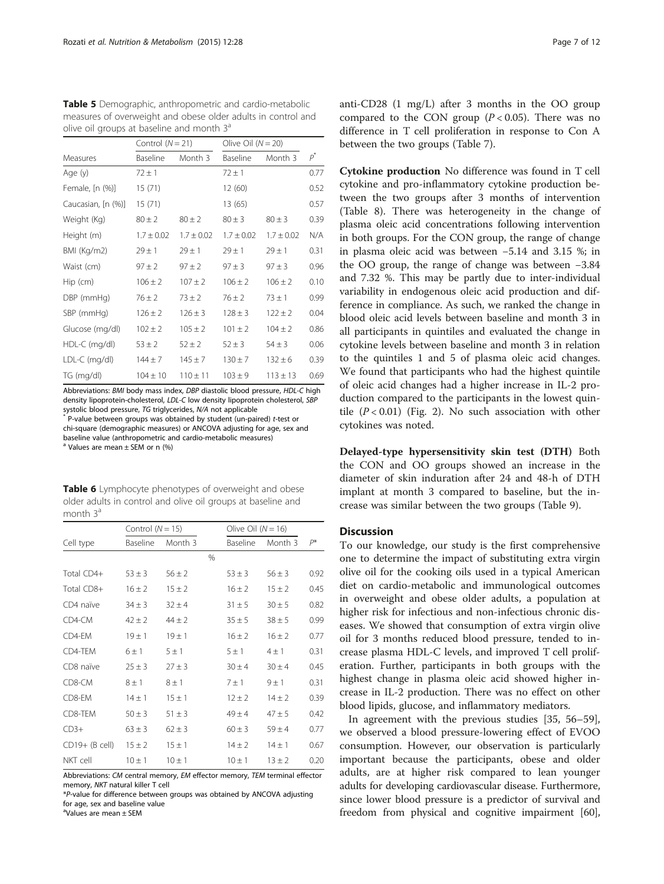**Table 5** Demographic, anthropometric and cardio-metabolic measures of overweight and obese older adults in control and olive oil groups at baseline and month 3[a]

| Measures | Control ($N = 21$) | | Olive Oil ($N = 20$) | | $P^*$ |
|---|---|---|---|---|---|
| | Baseline | Month 3 | Baseline | Month 3 | |
| Age (y) | 72 ± 1 | | 72 ± 1 | | 0.77 |
| Female, [n (%)] | 15 (71) | | 12 (60) | | 0.52 |
| Caucasian, [n (%)] | 15 (71) | | 13 (65) | | 0.57 |
| Weight (Kg) | 80 ± 2 | 80 ± 2 | 80 ± 3 | 80 ± 3 | 0.39 |
| Height (m) | 1.7 ± 0.02 | 1.7 ± 0.02 | 1.7 ± 0.02 | 1.7 ± 0.02 | N/A |
| BMI (Kg/m2) | 29 ± 1 | 29 ± 1 | 29 ± 1 | 29 ± 1 | 0.31 |
| Waist (cm) | 97 ± 2 | 97 ± 2 | 97 ± 3 | 97 ± 3 | 0.96 |
| Hip (cm) | 106 ± 2 | 107 ± 2 | 106 ± 2 | 106 ± 2 | 0.10 |
| DBP (mmHg) | 76 ± 2 | 73 ± 2 | 76 ± 2 | 73 ± 1 | 0.99 |
| SBP (mmHg) | 126 ± 2 | 126 ± 3 | 128 ± 3 | 122 ± 2 | 0.04 |
| Glucose (mg/dl) | 102 ± 2 | 105 ± 2 | 101 ± 2 | 104 ± 2 | 0.86 |
| HDL-C (mg/dl) | 53 ± 2 | 52 ± 2 | 52 ± 3 | 54 ± 3 | 0.06 |
| LDL-C (mg/dl) | 144 ± 7 | 145 ± 7 | 130 ± 7 | 132 ± 6 | 0.39 |
| TG (mg/dl) | 104 ± 10 | 110 ± 11 | 103 ± 9 | 113 ± 13 | 0.69 |

Abbreviations: *BMI* body mass index, *DBP* diastolic blood pressure, *HDL-C* high density lipoprotein-cholesterol, *LDL-C* low density lipoprotein cholesterol, *SBP* systolic blood pressure, *TG* triglycerides, *N/A* not applicable

\* P-value between groups was obtained by student (un-paired) *t*-test or chi-square (demographic measures) or ANCOVA adjusting for age, sex and baseline value (anthropometric and cardio-metabolic measures)

[a] Values are mean ± SEM or n (%)

**Table 6** Lymphocyte phenotypes of overweight and obese older adults in control and olive oil groups at baseline and month 3[a]

| Cell type | Control ($N = 15$) | | Olive Oil ($N = 16$) | | $P^*$ |
|---|---|---|---|---|---|
| | Baseline | Month 3 | Baseline | Month 3 | |
| | | | % | | |
| Total CD4+ | 53 ± 3 | 56 ± 2 | 53 ± 3 | 56 ± 3 | 0.92 |
| Total CD8+ | 16 ± 2 | 15 ± 2 | 16 ± 2 | 15 ± 2 | 0.45 |
| CD4 naïve | 34 ± 3 | 32 ± 4 | 31 ± 5 | 30 ± 5 | 0.82 |
| CD4-CM | 42 ± 2 | 44 ± 2 | 35 ± 5 | 38 ± 5 | 0.99 |
| CD4-EM | 19 ± 1 | 19 ± 1 | 16 ± 2 | 16 ± 2 | 0.77 |
| CD4-TEM | 6 ± 1 | 5 ± 1 | 5 ± 1 | 4 ± 1 | 0.31 |
| CD8 naïve | 25 ± 3 | 27 ± 3 | 30 ± 4 | 30 ± 4 | 0.45 |
| CD8-CM | 8 ± 1 | 8 ± 1 | 7 ± 1 | 9 ± 1 | 0.31 |
| CD8-EM | 14 ± 1 | 15 ± 1 | 12 ± 2 | 14 ± 2 | 0.39 |
| CD8-TEM | 50 ± 3 | 51 ± 3 | 49 ± 4 | 47 ± 5 | 0.42 |
| CD3+ | 63 ± 3 | 62 ± 3 | 60 ± 3 | 59 ± 4 | 0.77 |
| CD19+ (B cell) | 15 ± 2 | 15 ± 1 | 14 ± 2 | 14 ± 1 | 0.67 |
| NKT cell | 10 ± 1 | 10 ± 1 | 10 ± 1 | 13 ± 2 | 0.20 |

Abbreviations: *CM* central memory, *EM* effector memory, *TEM* terminal effector memory, *NKT* natural killer T cell

\**P*-value for difference between groups was obtained by ANCOVA adjusting for age, sex and baseline value

[a]Values are mean ± SEM

anti-CD28 (1 mg/L) after 3 months in the OO group compared to the CON group ($P < 0.05$). There was no difference in T cell proliferation in response to Con A between the two groups (Table 7).

**Cytokine production** No difference was found in T cell cytokine and pro-inflammatory cytokine production between the two groups after 3 months of intervention (Table 8). There was heterogeneity in the change of plasma oleic acid concentrations following intervention in both groups. For the CON group, the range of change in plasma oleic acid was between −5.14 and 3.15 %; in the OO group, the range of change was between −3.84 and 7.32 %. This may be partly due to inter-individual variability in endogenous oleic acid production and difference in compliance. As such, we ranked the change in blood oleic acid levels between baseline and month 3 in all participants in quintiles and evaluated the change in cytokine levels between baseline and month 3 in relation to the quintiles 1 and 5 of plasma oleic acid changes. We found that participants who had the highest quintile of oleic acid changes had a higher increase in IL-2 production compared to the participants in the lowest quintile ($P < 0.01$) (Fig. 2). No such association with other cytokines was noted.

**Delayed-type hypersensitivity skin test (DTH)** Both the CON and OO groups showed an increase in the diameter of skin induration after 24 and 48-h of DTH implant at month 3 compared to baseline, but the increase was similar between the two groups (Table 9).

## Discussion

To our knowledge, our study is the first comprehensive one to determine the impact of substituting extra virgin olive oil for the cooking oils used in a typical American diet on cardio-metabolic and immunological outcomes in overweight and obese older adults, a population at higher risk for infectious and non-infectious chronic diseases. We showed that consumption of extra virgin olive oil for 3 months reduced blood pressure, tended to increase plasma HDL-C levels, and improved T cell proliferation. Further, participants in both groups with the highest change in plasma oleic acid showed higher increase in IL-2 production. There was no effect on other blood lipids, glucose, and inflammatory mediators.

In agreement with the previous studies [35, 56–59], we observed a blood pressure-lowering effect of EVOO consumption. However, our observation is particularly important because the participants, obese and older adults, are at higher risk compared to lean younger adults for developing cardiovascular disease. Furthermore, since lower blood pressure is a predictor of survival and freedom from physical and cognitive impairment [60],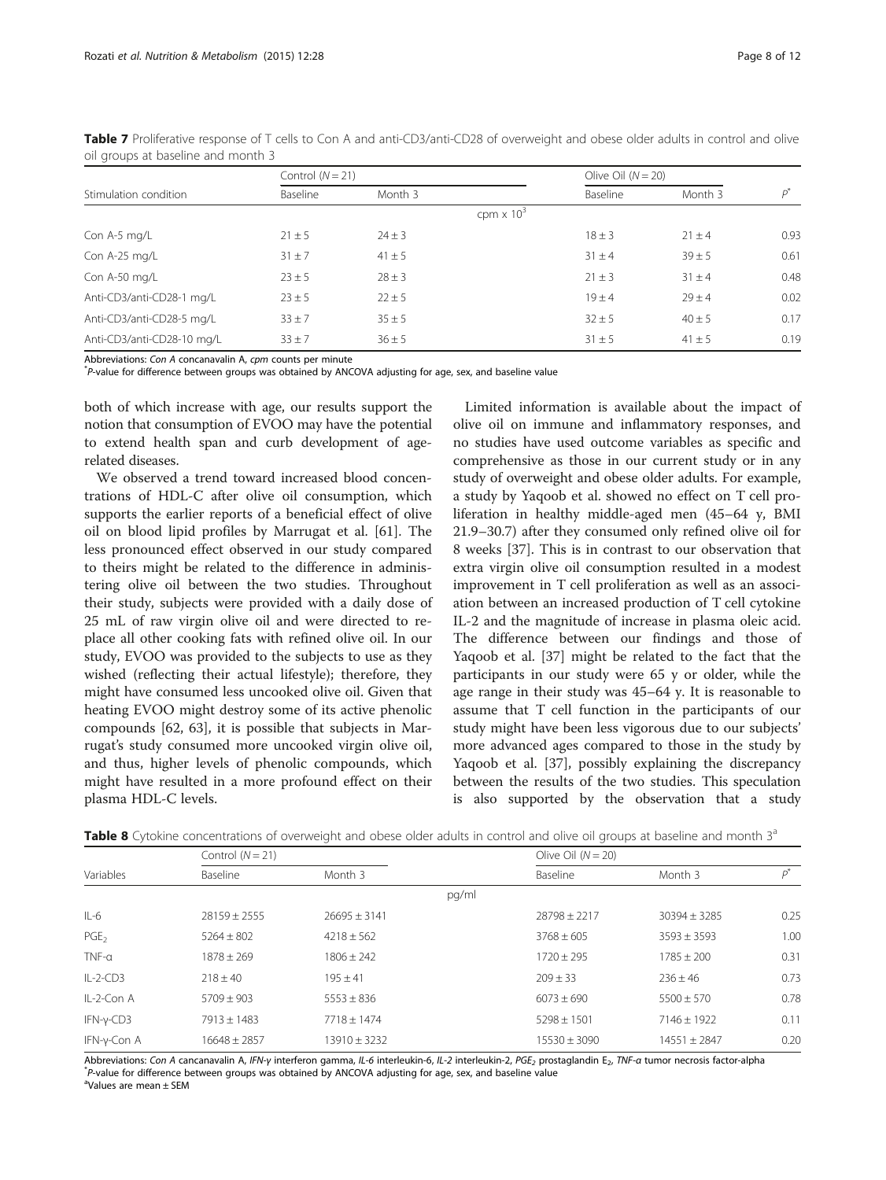**Table 7** Proliferative response of T cells to Con A and anti-CD3/anti-CD28 of overweight and obese older adults in control and olive oil groups at baseline and month 3

| Stimulation condition | Control ($N = 21$) | | Olive Oil ($N = 20$) | | $P^*$ |
|---|---|---|---|---|---|
| | Baseline | Month 3 | Baseline | Month 3 | |
| | cpm x $10^3$ | | | | |
| Con A-5 mg/L | 21 ± 5 | 24 ± 3 | 18 ± 3 | 21 ± 4 | 0.93 |
| Con A-25 mg/L | 31 ± 7 | 41 ± 5 | 31 ± 4 | 39 ± 5 | 0.61 |
| Con A-50 mg/L | 23 ± 5 | 28 ± 3 | 21 ± 3 | 31 ± 4 | 0.48 |
| Anti-CD3/anti-CD28-1 mg/L | 23 ± 5 | 22 ± 5 | 19 ± 4 | 29 ± 4 | 0.02 |
| Anti-CD3/anti-CD28-5 mg/L | 33 ± 7 | 35 ± 5 | 32 ± 5 | 40 ± 5 | 0.17 |
| Anti-CD3/anti-CD28-10 mg/L | 33 ± 7 | 36 ± 5 | 31 ± 5 | 41 ± 5 | 0.19 |

Abbreviations: *Con A* concanavalin A, *cpm* counts per minute
[*] *P*-value for difference between groups was obtained by ANCOVA adjusting for age, sex, and baseline value

both of which increase with age, our results support the notion that consumption of EVOO may have the potential to extend health span and curb development of age-related diseases.

We observed a trend toward increased blood concentrations of HDL-C after olive oil consumption, which supports the earlier reports of a beneficial effect of olive oil on blood lipid profiles by Marrugat et al. [61]. The less pronounced effect observed in our study compared to theirs might be related to the difference in administering olive oil between the two studies. Throughout their study, subjects were provided with a daily dose of 25 mL of raw virgin olive oil and were directed to replace all other cooking fats with refined olive oil. In our study, EVOO was provided to the subjects to use as they wished (reflecting their actual lifestyle); therefore, they might have consumed less uncooked olive oil. Given that heating EVOO might destroy some of its active phenolic compounds [62, 63], it is possible that subjects in Marrugat's study consumed more uncooked virgin olive oil, and thus, higher levels of phenolic compounds, which might have resulted in a more profound effect on their plasma HDL-C levels.

Limited information is available about the impact of olive oil on immune and inflammatory responses, and no studies have used outcome variables as specific and comprehensive as those in our current study or in any study of overweight and obese older adults. For example, a study by Yaqoob et al. showed no effect on T cell proliferation in healthy middle-aged men (45–64 y, BMI 21.9–30.7) after they consumed only refined olive oil for 8 weeks [37]. This is in contrast to our observation that extra virgin olive oil consumption resulted in a modest improvement in T cell proliferation as well as an association between an increased production of T cell cytokine IL-2 and the magnitude of increase in plasma oleic acid. The difference between our findings and those of Yaqoob et al. [37] might be related to the fact that the participants in our study were 65 y or older, while the age range in their study was 45–64 y. It is reasonable to assume that T cell function in the participants of our study might have been less vigorous due to our subjects' more advanced ages compared to those in the study by Yaqoob et al. [37], possibly explaining the discrepancy between the results of the two studies. This speculation is also supported by the observation that a study

**Table 8** Cytokine concentrations of overweight and obese older adults in control and olive oil groups at baseline and month 3[a]

| Variables | Control ($N = 21$) | | Olive Oil ($N = 20$) | | $P^*$ |
|---|---|---|---|---|---|
| | Baseline | Month 3 | Baseline | Month 3 | |
| | pg/ml | | | | |
| IL-6 | 28159 ± 2555 | 26695 ± 3141 | 28798 ± 2217 | 30394 ± 3285 | 0.25 |
| $PGE_2$ | 5264 ± 802 | 4218 ± 562 | 3768 ± 605 | 3593 ± 3593 | 1.00 |
| TNF-α | 1878 ± 269 | 1806 ± 242 | 1720 ± 295 | 1785 ± 200 | 0.31 |
| IL-2-CD3 | 218 ± 40 | 195 ± 41 | 209 ± 33 | 236 ± 46 | 0.73 |
| IL-2-Con A | 5709 ± 903 | 5553 ± 836 | 6073 ± 690 | 5500 ± 570 | 0.78 |
| IFN-γ-CD3 | 7913 ± 1483 | 7718 ± 1474 | 5298 ± 1501 | 7146 ± 1922 | 0.11 |
| IFN-γ-Con A | 16648 ± 2857 | 13910 ± 3232 | 15530 ± 3090 | 14551 ± 2847 | 0.20 |

Abbreviations: *Con A* cancanavalin A, *IFN-γ* interferon gamma, *IL-6* interleukin-6, *IL-2* interleukin-2, $PGE_2$ prostaglandin $E_2$, *TNF-α* tumor necrosis factor-alpha
[*] *P*-value for difference between groups was obtained by ANCOVA adjusting for age, sex, and baseline value
[a] Values are mean ± SEM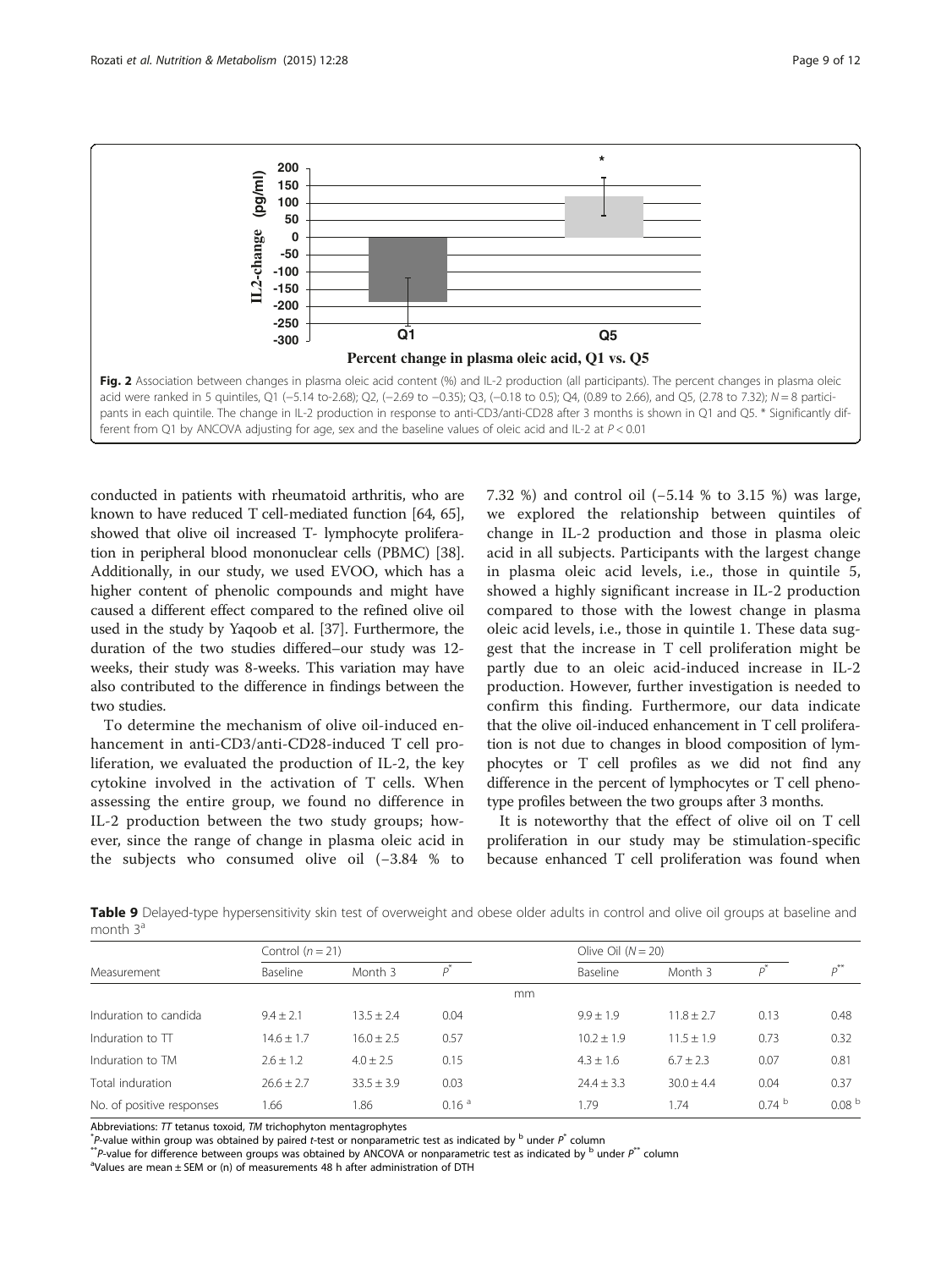**Fig. 2** Association between changes in plasma oleic acid content (%) and IL-2 production (all participants). The percent changes in plasma oleic acid were ranked in 5 quintiles, Q1 (−5.14 to-2.68); Q2, (−2.69 to −0.35); Q3, (−0.18 to 0.5); Q4, (0.89 to 2.66), and Q5, (2.78 to 7.32); $N = 8$ participants in each quintile. The change in IL-2 production in response to anti-CD3/anti-CD28 after 3 months is shown in Q1 and Q5. * Significantly different from Q1 by ANCOVA adjusting for age, sex and the baseline values of oleic acid and IL-2 at $P < 0.01$

conducted in patients with rheumatoid arthritis, who are known to have reduced T cell-mediated function [64, 65], showed that olive oil increased T- lymphocyte proliferation in peripheral blood mononuclear cells (PBMC) [38]. Additionally, in our study, we used EVOO, which has a higher content of phenolic compounds and might have caused a different effect compared to the refined olive oil used in the study by Yaqoob et al. [37]. Furthermore, the duration of the two studies differed–our study was 12-weeks, their study was 8-weeks. This variation may have also contributed to the difference in findings between the two studies.

To determine the mechanism of olive oil-induced enhancement in anti-CD3/anti-CD28-induced T cell proliferation, we evaluated the production of IL-2, the key cytokine involved in the activation of T cells. When assessing the entire group, we found no difference in IL-2 production between the two study groups; however, since the range of change in plasma oleic acid in the subjects who consumed olive oil (−3.84 % to 7.32 %) and control oil (−5.14 % to 3.15 %) was large, we explored the relationship between quintiles of change in IL-2 production and those in plasma oleic acid in all subjects. Participants with the largest change in plasma oleic acid levels, i.e., those in quintile 5, showed a highly significant increase in IL-2 production compared to those with the lowest change in plasma oleic acid levels, i.e., those in quintile 1. These data suggest that the increase in T cell proliferation might be partly due to an oleic acid-induced increase in IL-2 production. However, further investigation is needed to confirm this finding. Furthermore, our data indicate that the olive oil-induced enhancement in T cell proliferation is not due to changes in blood composition of lymphocytes or T cell profiles as we did not find any difference in the percent of lymphocytes or T cell phenotype profiles between the two groups after 3 months.

It is noteworthy that the effect of olive oil on T cell proliferation in our study may be stimulation-specific because enhanced T cell proliferation was found when

**Table 9** Delayed-type hypersensitivity skin test of overweight and obese older adults in control and olive oil groups at baseline and month 3[a]

| Measurement | Control ($n = 21$) | | | | Olive Oil ($N = 20$) | | | |
|---|---|---|---|---|---|---|---|---|
| | Baseline | Month 3 | $P^*$ | | Baseline | Month 3 | $P^*$ | $P^{**}$ |
| | | | | mm | | | | |
| Induration to candida | 9.4 ± 2.1 | 13.5 ± 2.4 | 0.04 | | 9.9 ± 1.9 | 11.8 ± 2.7 | 0.13 | 0.48 |
| Induration to TT | 14.6 ± 1.7 | 16.0 ± 2.5 | 0.57 | | 10.2 ± 1.9 | 11.5 ± 1.9 | 0.73 | 0.32 |
| Induration to TM | 2.6 ± 1.2 | 4.0 ± 2.5 | 0.15 | | 4.3 ± 1.6 | 6.7 ± 2.3 | 0.07 | 0.81 |
| Total induration | 26.6 ± 2.7 | 33.5 ± 3.9 | 0.03 | | 24.4 ± 3.3 | 30.0 ± 4.4 | 0.04 | 0.37 |
| No. of positive responses | 1.66 | 1.86 | 0.16 [a] | | 1.79 | 1.74 | 0.74 [b] | 0.08 [b] |

Abbreviations: *TT* tetanus toxoid, *TM* trichophyton mentagrophytes

$^*$P-value within group was obtained by paired *t*-test or nonparametric test as indicated by [b] under $P^*$ column

$^{**}$P-value for difference between groups was obtained by ANCOVA or nonparametric test as indicated by [b] under $P^{**}$ column

[a]Values are mean ± SEM or (n) of measurements 48 h after administration of DTH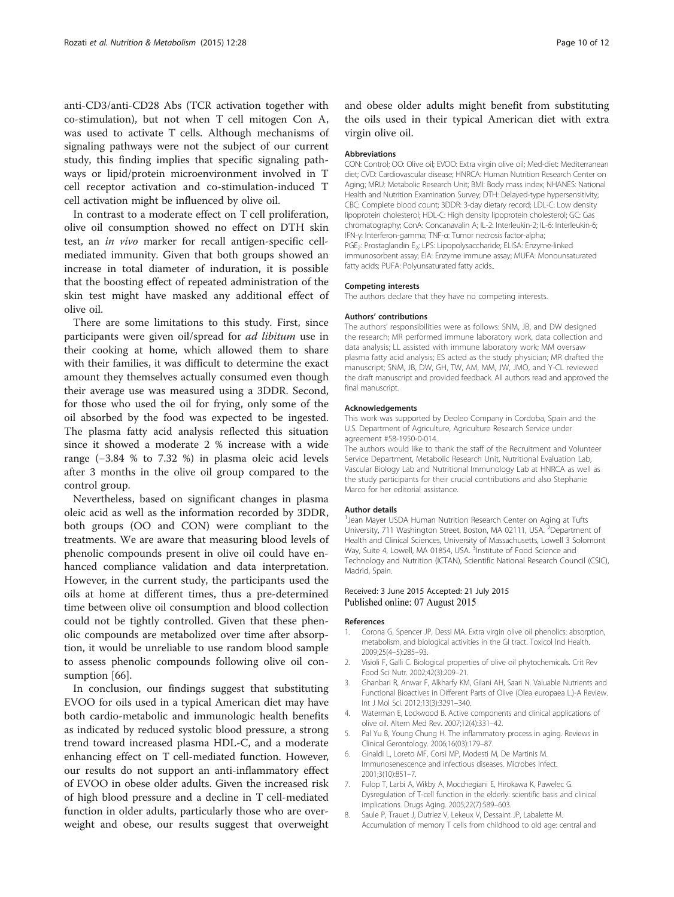anti-CD3/anti-CD28 Abs (TCR activation together with co-stimulation), but not when T cell mitogen Con A, was used to activate T cells. Although mechanisms of signaling pathways were not the subject of our current study, this finding implies that specific signaling pathways or lipid/protein microenvironment involved in T cell receptor activation and co-stimulation-induced T cell activation might be influenced by olive oil.

In contrast to a moderate effect on T cell proliferation, olive oil consumption showed no effect on DTH skin test, an *in vivo* marker for recall antigen-specific cell-mediated immunity. Given that both groups showed an increase in total diameter of induration, it is possible that the boosting effect of repeated administration of the skin test might have masked any additional effect of olive oil.

There are some limitations to this study. First, since participants were given oil/spread for *ad libitum* use in their cooking at home, which allowed them to share with their families, it was difficult to determine the exact amount they themselves actually consumed even though their average use was measured using a 3DDR. Second, for those who used the oil for frying, only some of the oil absorbed by the food was expected to be ingested. The plasma fatty acid analysis reflected this situation since it showed a moderate 2 % increase with a wide range (−3.84 % to 7.32 %) in plasma oleic acid levels after 3 months in the olive oil group compared to the control group.

Nevertheless, based on significant changes in plasma oleic acid as well as the information recorded by 3DDR, both groups (OO and CON) were compliant to the treatments. We are aware that measuring blood levels of phenolic compounds present in olive oil could have enhanced compliance validation and data interpretation. However, in the current study, the participants used the oils at home at different times, thus a pre-determined time between olive oil consumption and blood collection could not be tightly controlled. Given that these phenolic compounds are metabolized over time after absorption, it would be unreliable to use random blood sample to assess phenolic compounds following olive oil consumption [66].

In conclusion, our findings suggest that substituting EVOO for oils used in a typical American diet may have both cardio-metabolic and immunologic health benefits as indicated by reduced systolic blood pressure, a strong trend toward increased plasma HDL-C, and a moderate enhancing effect on T cell-mediated function. However, our results do not support an anti-inflammatory effect of EVOO in obese older adults. Given the increased risk of high blood pressure and a decline in T cell-mediated function in older adults, particularly those who are overweight and obese, our results suggest that overweight and obese older adults might benefit from substituting the oils used in their typical American diet with extra virgin olive oil.

#### Abbreviations

CON: Control; OO: Olive oil; EVOO: Extra virgin olive oil; Med-diet: Mediterranean diet; CVD: Cardiovascular disease; HNRCA: Human Nutrition Research Center on Aging; MRU: Metabolic Research Unit; BMI: Body mass index; NHANES: National Health and Nutrition Examination Survey; DTH: Delayed-type hypersensitivity; CBC: Complete blood count; 3DDR: 3-day dietary record; LDL-C: Low density lipoprotein cholesterol; HDL-C: High density lipoprotein cholesterol; GC: Gas chromatography; ConA: Concanavalin A; IL-2: Interleukin-2; IL-6: Interleukin-6; IFN-γ: Interferon-gamma; TNF-α: Tumor necrosis factor-alpha; $PGE_2$: Prostaglandin $E_2$; LPS: Lipopolysaccharide; ELISA: Enzyme-linked immunosorbent assay; EIA: Enzyme immune assay; MUFA: Monounsaturated fatty acids; PUFA: Polyunsaturated fatty acids..

#### Competing interests

The authors declare that they have no competing interests.

#### Authors' contributions

The authors' responsibilities were as follows: SNM, JB, and DW designed the research; MR performed immune laboratory work, data collection and data analysis; LL assisted with immune laboratory work; MM oversaw plasma fatty acid analysis; ES acted as the study physician; MR drafted the manuscript; SNM, JB, DW, GH, TW, AM, MM, JW, JMO, and Y-CL reviewed the draft manuscript and provided feedback. All authors read and approved the final manuscript.

#### Acknowledgements

This work was supported by Deoleo Company in Cordoba, Spain and the U.S. Department of Agriculture, Agriculture Research Service under agreement #58-1950-0-014.

The authors would like to thank the staff of the Recruitment and Volunteer Service Department, Metabolic Research Unit, Nutritional Evaluation Lab, Vascular Biology Lab and Nutritional Immunology Lab at HNRCA as well as the study participants for their crucial contributions and also Stephanie Marco for her editorial assistance.

#### Author details

[1]Jean Mayer USDA Human Nutrition Research Center on Aging at Tufts University, 711 Washington Street, Boston, MA 02111, USA. [2]Department of Health and Clinical Sciences, University of Massachusetts, Lowell 3 Solomont Way, Suite 4, Lowell, MA 01854, USA. [3]Institute of Food Science and Technology and Nutrition (ICTAN), Scientific National Research Council (CSIC), Madrid, Spain.

Received: 3 June 2015 Accepted: 21 July 2015
Published online: 07 August 2015

#### References

1. Corona G, Spencer JP, Dessi MA. Extra virgin olive oil phenolics: absorption, metabolism, and biological activities in the GI tract. Toxicol Ind Health. 2009;25(4–5):285–93.
2. Visioli F, Galli C. Biological properties of olive oil phytochemicals. Crit Rev Food Sci Nutr. 2002;42(3):209–21.
3. Ghanbari R, Anwar F, Alkharfy KM, Gilani AH, Saari N. Valuable Nutrients and Functional Bioactives in Different Parts of Olive (Olea europaea L.)-A Review. Int J Mol Sci. 2012;13(3):3291–340.
4. Waterman E, Lockwood B. Active components and clinical applications of olive oil. Altern Med Rev. 2007;12(4):331–42.
5. Pal Yu B, Young Chung H. The inflammatory process in aging. Reviews in Clinical Gerontology. 2006;16(03):179–87.
6. Ginaldi L, Loreto MF, Corsi MP, Modesti M, De Martinis M. Immunosenescence and infectious diseases. Microbes Infect. 2001;3(10):851–7.
7. Fulop T, Larbi A, Wikby A, Mocchegiani E, Hirokawa K, Pawelec G. Dysregulation of T-cell function in the elderly: scientific basis and clinical implications. Drugs Aging. 2005;22(7):589–603.
8. Saule P, Trauet J, Dutriez V, Lekeux V, Dessaint JP, Labalette M. Accumulation of memory T cells from childhood to old age: central and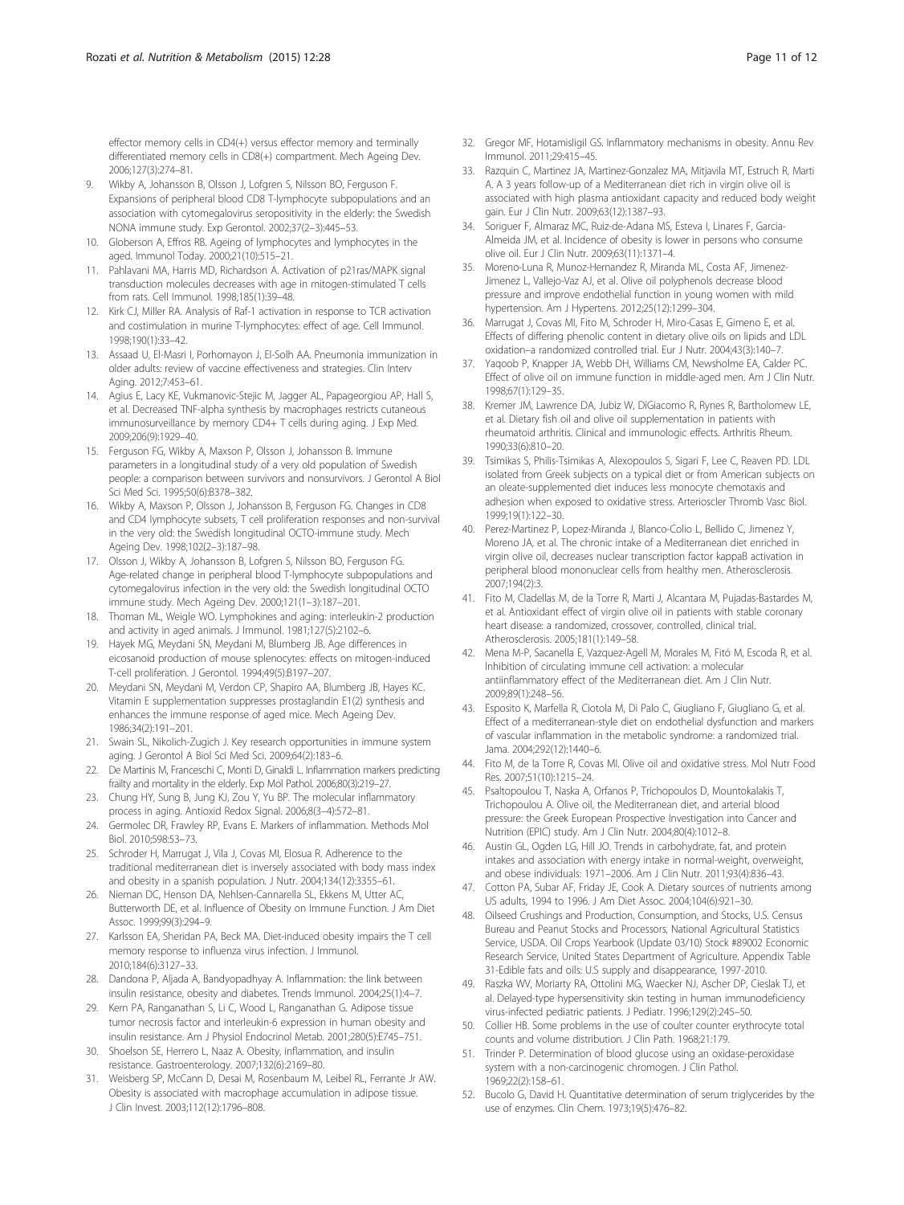effector memory cells in CD4(+) versus effector memory and terminally differentiated memory cells in CD8(+) compartment. Mech Ageing Dev. 2006;127(3):274–81.

9. Wikby A, Johansson B, Olsson J, Lofgren S, Nilsson BO, Ferguson F. Expansions of peripheral blood CD8 T-lymphocyte subpopulations and an association with cytomegalovirus seropositivity in the elderly: the Swedish NONA immune study. Exp Gerontol. 2002;37(2–3):445–53.
10. Globerson A, Effros RB. Ageing of lymphocytes and lymphocytes in the aged. Immunol Today. 2000;21(10):515–21.
11. Pahlavani MA, Harris MD, Richardson A. Activation of p21ras/MAPK signal transduction molecules decreases with age in mitogen-stimulated T cells from rats. Cell Immunol. 1998;185(1):39–48.
12. Kirk CJ, Miller RA. Analysis of Raf-1 activation in response to TCR activation and costimulation in murine T-lymphocytes: effect of age. Cell Immunol. 1998;190(1):33–42.
13. Assaad U, El-Masri I, Porhomayon J, El-Solh AA. Pneumonia immunization in older adults: review of vaccine effectiveness and strategies. Clin Interv Aging. 2012;7:453–61.
14. Agius E, Lacy KE, Vukmanovic-Stejic M, Jagger AL, Papageorgiou AP, Hall S, et al. Decreased TNF-alpha synthesis by macrophages restricts cutaneous immunosurveillance by memory CD4+ T cells during aging. J Exp Med. 2009;206(9):1929–40.
15. Ferguson FG, Wikby A, Maxson P, Olsson J, Johansson B. Immune parameters in a longitudinal study of a very old population of Swedish people: a comparison between survivors and nonsurvivors. J Gerontol A Biol Sci Med Sci. 1995;50(6):B378–382.
16. Wikby A, Maxson P, Olsson J, Johansson B, Ferguson FG. Changes in CD8 and CD4 lymphocyte subsets, T cell proliferation responses and non-survival in the very old: the Swedish longitudinal OCTO-immune study. Mech Ageing Dev. 1998;102(2–3):187–98.
17. Olsson J, Wikby A, Johansson B, Lofgren S, Nilsson BO, Ferguson FG. Age-related change in peripheral blood T-lymphocyte subpopulations and cytomegalovirus infection in the very old: the Swedish longitudinal OCTO immune study. Mech Ageing Dev. 2000;121(1–3):187–201.
18. Thoman ML, Weigle WO. Lymphokines and aging: interleukin-2 production and activity in aged animals. J Immunol. 1981;127(5):2102–6.
19. Hayek MG, Meydani SN, Meydani M, Blumberg JB. Age differences in eicosanoid production of mouse splenocytes: effects on mitogen-induced T-cell proliferation. J Gerontol. 1994;49(5):B197–207.
20. Meydani SN, Meydani M, Verdon CP, Shapiro AA, Blumberg JB, Hayes KC. Vitamin E supplementation suppresses prostaglandin E1(2) synthesis and enhances the immune response of aged mice. Mech Ageing Dev. 1986;34(2):191–201.
21. Swain SL, Nikolich-Zugich J. Key research opportunities in immune system aging. J Gerontol A Biol Sci Med Sci. 2009;64(2):183–6.
22. De Martinis M, Franceschi C, Monti D, Ginaldi L. Inflammation markers predicting frailty and mortality in the elderly. Exp Mol Pathol. 2006;80(3):219–27.
23. Chung HY, Sung B, Jung KJ, Zou Y, Yu BP. The molecular inflammatory process in aging. Antioxid Redox Signal. 2006;8(3–4):572–81.
24. Germolec DR, Frawley RP, Evans E. Markers of inflammation. Methods Mol Biol. 2010;598:53–73.
25. Schroder H, Marrugat J, Vila J, Covas MI, Elosua R. Adherence to the traditional mediterranean diet is inversely associated with body mass index and obesity in a spanish population. J Nutr. 2004;134(12):3355–61.
26. Nieman DC, Henson DA, Nehlsen-Cannarella SL, Ekkens M, Utter AC, Butterworth DE, et al. Influence of Obesity on Immune Function. J Am Diet Assoc. 1999;99(3):294–9.
27. Karlsson EA, Sheridan PA, Beck MA. Diet-induced obesity impairs the T cell memory response to influenza virus infection. J Immunol. 2010;184(6):3127–33.
28. Dandona P, Aljada A, Bandyopadhyay A. Inflammation: the link between insulin resistance, obesity and diabetes. Trends Immunol. 2004;25(1):4–7.
29. Kern PA, Ranganathan S, Li C, Wood L, Ranganathan G. Adipose tissue tumor necrosis factor and interleukin-6 expression in human obesity and insulin resistance. Am J Physiol Endocrinol Metab. 2001;280(5):E745–751.
30. Shoelson SE, Herrero L, Naaz A. Obesity, inflammation, and insulin resistance. Gastroenterology. 2007;132(6):2169–80.
31. Weisberg SP, McCann D, Desai M, Rosenbaum M, Leibel RL, Ferrante Jr AW. Obesity is associated with macrophage accumulation in adipose tissue. J Clin Invest. 2003;112(12):1796–808.
32. Gregor MF, Hotamisligil GS. Inflammatory mechanisms in obesity. Annu Rev Immunol. 2011;29:415–45.
33. Razquin C, Martinez JA, Martinez-Gonzalez MA, Mitjavila MT, Estruch R, Marti A. A 3 years follow-up of a Mediterranean diet rich in virgin olive oil is associated with high plasma antioxidant capacity and reduced body weight gain. Eur J Clin Nutr. 2009;63(12):1387–93.
34. Soriguer F, Almaraz MC, Ruiz-de-Adana MS, Esteva I, Linares F, Garcia-Almeida JM, et al. Incidence of obesity is lower in persons who consume olive oil. Eur J Clin Nutr. 2009;63(11):1371–4.
35. Moreno-Luna R, Munoz-Hernandez R, Miranda ML, Costa AF, Jimenez-Jimenez L, Vallejo-Vaz AJ, et al. Olive oil polyphenols decrease blood pressure and improve endothelial function in young women with mild hypertension. Am J Hypertens. 2012;25(12):1299–304.
36. Marrugat J, Covas MI, Fito M, Schroder H, Miro-Casas E, Gimeno E, et al. Effects of differing phenolic content in dietary olive oils on lipids and LDL oxidation–a randomized controlled trial. Eur J Nutr. 2004;43(3):140–7.
37. Yaqoob P, Knapper JA, Webb DH, Williams CM, Newsholme EA, Calder PC. Effect of olive oil on immune function in middle-aged men. Am J Clin Nutr. 1998;67(1):129–35.
38. Kremer JM, Lawrence DA, Jubiz W, DiGiacomo R, Rynes R, Bartholomew LE, et al. Dietary fish oil and olive oil supplementation in patients with rheumatoid arthritis. Clinical and immunologic effects. Arthritis Rheum. 1990;33(6):810–20.
39. Tsimikas S, Philis-Tsimikas A, Alexopoulos S, Sigari F, Lee C, Reaven PD. LDL isolated from Greek subjects on a typical diet or from American subjects on an oleate-supplemented diet induces less monocyte chemotaxis and adhesion when exposed to oxidative stress. Arterioscler Thromb Vasc Biol. 1999;19(1):122–30.
40. Perez-Martinez P, Lopez-Miranda J, Blanco-Colio L, Bellido C, Jimenez Y, Moreno JA, et al. The chronic intake of a Mediterranean diet enriched in virgin olive oil, decreases nuclear transcription factor kappaB activation in peripheral blood mononuclear cells from healthy men. Atherosclerosis. 2007;194(2):3.
41. Fito M, Cladellas M, de la Torre R, Marti J, Alcantara M, Pujadas-Bastardes M, et al. Antioxidant effect of virgin olive oil in patients with stable coronary heart disease: a randomized, crossover, controlled, clinical trial. Atherosclerosis. 2005;181(1):149–58.
42. Mena M-P, Sacanella E, Vazquez-Agell M, Morales M, Fitó M, Escoda R, et al. Inhibition of circulating immune cell activation: a molecular antiinflammatory effect of the Mediterranean diet. Am J Clin Nutr. 2009;89(1):248–56.
43. Esposito K, Marfella R, Ciotola M, Di Palo C, Giugliano F, Giugliano G, et al. Effect of a mediterranean-style diet on endothelial dysfunction and markers of vascular inflammation in the metabolic syndrome: a randomized trial. Jama. 2004;292(12):1440–6.
44. Fito M, de la Torre R, Covas MI. Olive oil and oxidative stress. Mol Nutr Food Res. 2007;51(10):1215–24.
45. Psaltopoulou T, Naska A, Orfanos P, Trichopoulos D, Mountokalakis T, Trichopoulou A. Olive oil, the Mediterranean diet, and arterial blood pressure: the Greek European Prospective Investigation into Cancer and Nutrition (EPIC) study. Am J Clin Nutr. 2004;80(4):1012–8.
46. Austin GL, Ogden LG, Hill JO. Trends in carbohydrate, fat, and protein intakes and association with energy intake in normal-weight, overweight, and obese individuals: 1971–2006. Am J Clin Nutr. 2011;93(4):836–43.
47. Cotton PA, Subar AF, Friday JE, Cook A. Dietary sources of nutrients among US adults, 1994 to 1996. J Am Diet Assoc. 2004;104(6):921–30.
48. Oilseed Crushings and Production, Consumption, and Stocks, U.S. Census Bureau and Peanut Stocks and Processors, National Agricultural Statistics Service, USDA. Oil Crops Yearbook (Update 03/10) Stock #89002 Economic Research Service, United States Department of Agriculture. Appendix Table 31-Edible fats and oils: U.S supply and disappearance, 1997-2010.
49. Raszka WV, Moriarty RA, Ottolini MG, Waecker NJ, Ascher DP, Cieslak TJ, et al. Delayed-type hypersensitivity skin testing in human immunodeficiency virus-infected pediatric patients. J Pediatr. 1996;129(2):245–50.
50. Collier HB. Some problems in the use of coulter counter erythrocyte total counts and volume distribution. J Clin Path. 1968;21:179.
51. Trinder P. Determination of blood glucose using an oxidase-peroxidase system with a non-carcinogenic chromogen. J Clin Pathol. 1969;22(2):158–61.
52. Bucolo G, David H. Quantitative determination of serum triglycerides by the use of enzymes. Clin Chem. 1973;19(5):476–82.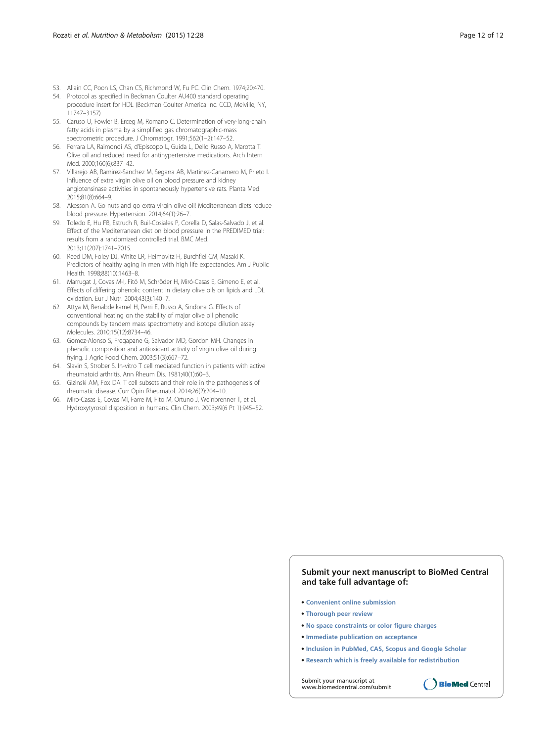53. Allain CC, Poon LS, Chan CS, Richmond W, Fu PC. Clin Chem. 1974;20:470.
54. Protocol as specified in Beckman Coulter AU400 standard operating procedure insert for HDL (Beckman Coulter America Inc. CCD, Melville, NY, 11747–3157)
55. Caruso U, Fowler B, Erceg M, Romano C. Determination of very-long-chain fatty acids in plasma by a simplified gas chromatographic-mass spectrometric procedure. J Chromatogr. 1991;562(1–2):147–52.
56. Ferrara LA, Raimondi AS, d'Episcopo L, Guida L, Dello Russo A, Marotta T. Olive oil and reduced need for antihypertensive medications. Arch Intern Med. 2000;160(6):837–42.
57. Villarejo AB, Ramirez-Sanchez M, Segarra AB, Martinez-Canamero M, Prieto I. Influence of extra virgin olive oil on blood pressure and kidney angiotensinase activities in spontaneously hypertensive rats. Planta Med. 2015;81(8):664–9.
58. Akesson A. Go nuts and go extra virgin olive oil! Mediterranean diets reduce blood pressure. Hypertension. 2014;64(1):26–7.
59. Toledo E, Hu FB, Estruch R, Buil-Cosiales P, Corella D, Salas-Salvado J, et al. Effect of the Mediterranean diet on blood pressure in the PREDIMED trial: results from a randomized controlled trial. BMC Med. 2013;11(207):1741–7015.
60. Reed DM, Foley DJ, White LR, Heimovitz H, Burchfiel CM, Masaki K. Predictors of healthy aging in men with high life expectancies. Am J Public Health. 1998;88(10):1463–8.
61. Marrugat J, Covas M-I, Fitó M, Schröder H, Miró-Casas E, Gimeno E, et al. Effects of differing phenolic content in dietary olive oils on lipids and LDL oxidation. Eur J Nutr. 2004;43(3):140–7.
62. Attya M, Benabdelkamel H, Perri E, Russo A, Sindona G. Effects of conventional heating on the stability of major olive oil phenolic compounds by tandem mass spectrometry and isotope dilution assay. Molecules. 2010;15(12):8734–46.
63. Gomez-Alonso S, Fregapane G, Salvador MD, Gordon MH. Changes in phenolic composition and antioxidant activity of virgin olive oil during frying. J Agric Food Chem. 2003;51(3):667–72.
64. Slavin S, Strober S. In-vitro T cell mediated function in patients with active rheumatoid arthritis. Ann Rheum Dis. 1981;40(1):60–3.
65. Gizinski AM, Fox DA. T cell subsets and their role in the pathogenesis of rheumatic disease. Curr Opin Rheumatol. 2014;26(2):204–10.
66. Miro-Casas E, Covas MI, Farre M, Fito M, Ortuno J, Weinbrenner T, et al. Hydroxytyrosol disposition in humans. Clin Chem. 2003;49(6 Pt 1):945–52.

**Submit your next manuscript to BioMed Central and take full advantage of:**

- **Convenient online submission**
- **Thorough peer review**
- **No space constraints or color figure charges**
- **Immediate publication on acceptance**
- **Inclusion in PubMed, CAS, Scopus and Google Scholar**
- **Research which is freely available for redistribution**

Submit your manuscript at
www.biomedcentral.com/submit

BioMed Central